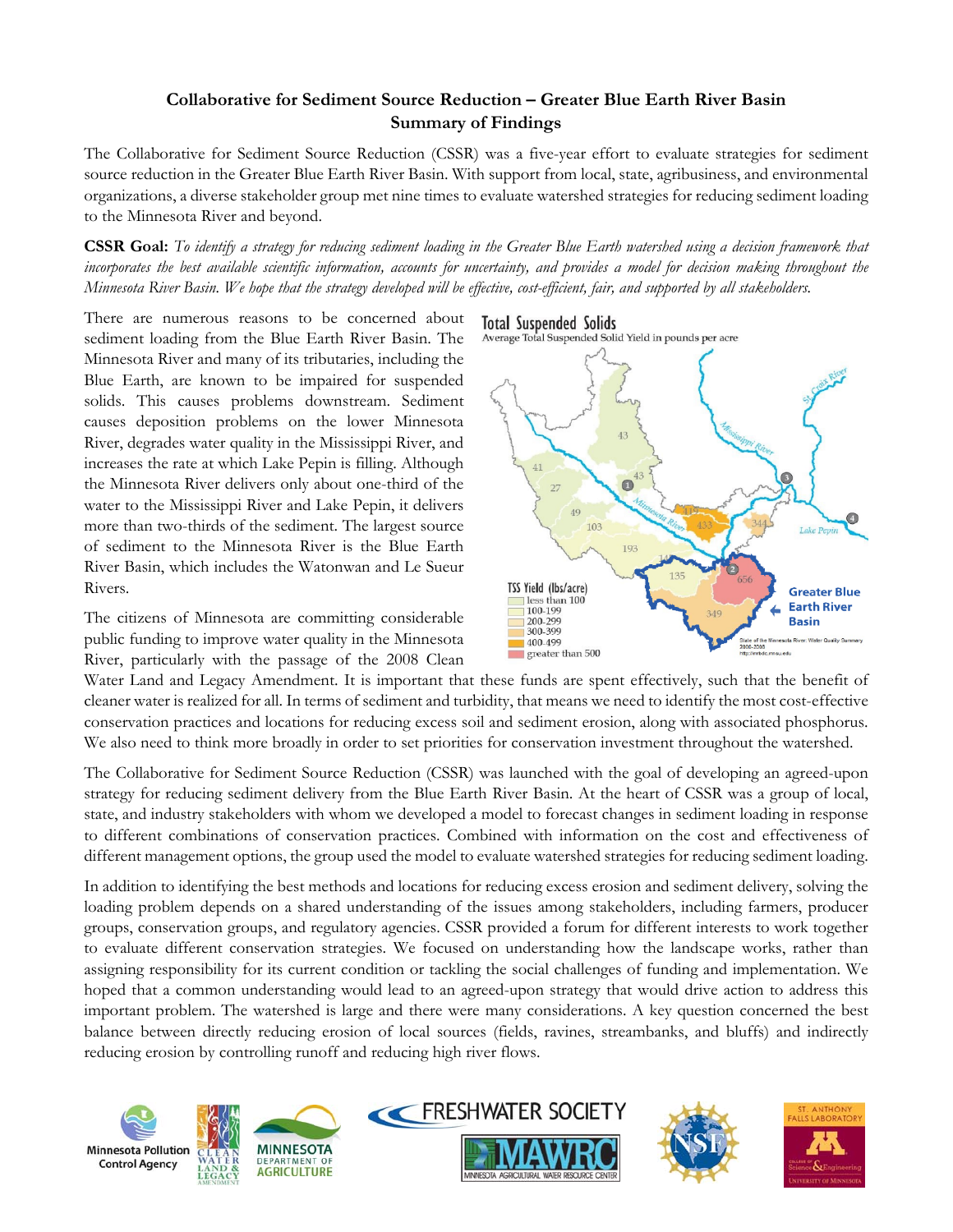# Collaborative for Sediment Source Reduction – Greater Blue Earth River Basin
## Summary of Findings

The Collaborative for Sediment Source Reduction (CSSR) was a five-year effort to evaluate strategies for sediment source reduction in the Greater Blue Earth River Basin. With support from local, state, agribusiness, and environmental organizations, a diverse stakeholder group met nine times to evaluate watershed strategies for reducing sediment loading to the Minnesota River and beyond.

**CSSR Goal:** *To identify a strategy for reducing sediment loading in the Greater Blue Earth watershed using a decision framework that incorporates the best available scientific information, accounts for uncertainty, and provides a model for decision making throughout the Minnesota River Basin. We hope that the strategy developed will be effective, cost-efficient, fair, and supported by all stakeholders.*

There are numerous reasons to be concerned about sediment loading from the Blue Earth River Basin. The Minnesota River and many of its tributaries, including the Blue Earth, are known to be impaired for suspended solids. This causes problems downstream. Sediment causes deposition problems on the lower Minnesota River, degrades water quality in the Mississippi River, and increases the rate at which Lake Pepin is filling. Although the Minnesota River delivers only about one-third of the water to the Mississippi River and Lake Pepin, it delivers more than two-thirds of the sediment. The largest source of sediment to the Minnesota River is the Blue Earth River Basin, which includes the Watonwan and Le Sueur Rivers.

The citizens of Minnesota are committing considerable public funding to improve water quality in the Minnesota River, particularly with the passage of the 2008 Clean Water Land and Legacy Amendment. It is important that these funds are spent effectively, such that the benefit of cleaner water is realized for all. In terms of sediment and turbidity, that means we need to identify the most cost-effective conservation practices and locations for reducing excess soil and sediment erosion, along with associated phosphorus. We also need to think more broadly in order to set priorities for conservation investment throughout the watershed.

The Collaborative for Sediment Source Reduction (CSSR) was launched with the goal of developing an agreed-upon strategy for reducing sediment delivery from the Blue Earth River Basin. At the heart of CSSR was a group of local, state, and industry stakeholders with whom we developed a model to forecast changes in sediment loading in response to different combinations of conservation practices. Combined with information on the cost and effectiveness of different management options, the group used the model to evaluate watershed strategies for reducing sediment loading.

In addition to identifying the best methods and locations for reducing excess erosion and sediment delivery, solving the loading problem depends on a shared understanding of the issues among stakeholders, including farmers, producer groups, conservation groups, and regulatory agencies. CSSR provided a forum for different interests to work together to evaluate different conservation strategies. We focused on understanding how the landscape works, rather than assigning responsibility for its current condition or tackling the social challenges of funding and implementation. We hoped that a common understanding would lead to an agreed-upon strategy that would drive action to address this important problem. The watershed is large and there were many considerations. A key question concerned the best balance between directly reducing erosion of local sources (fields, ravines, streambanks, and bluffs) and indirectly reducing erosion by controlling runoff and reducing high river flows.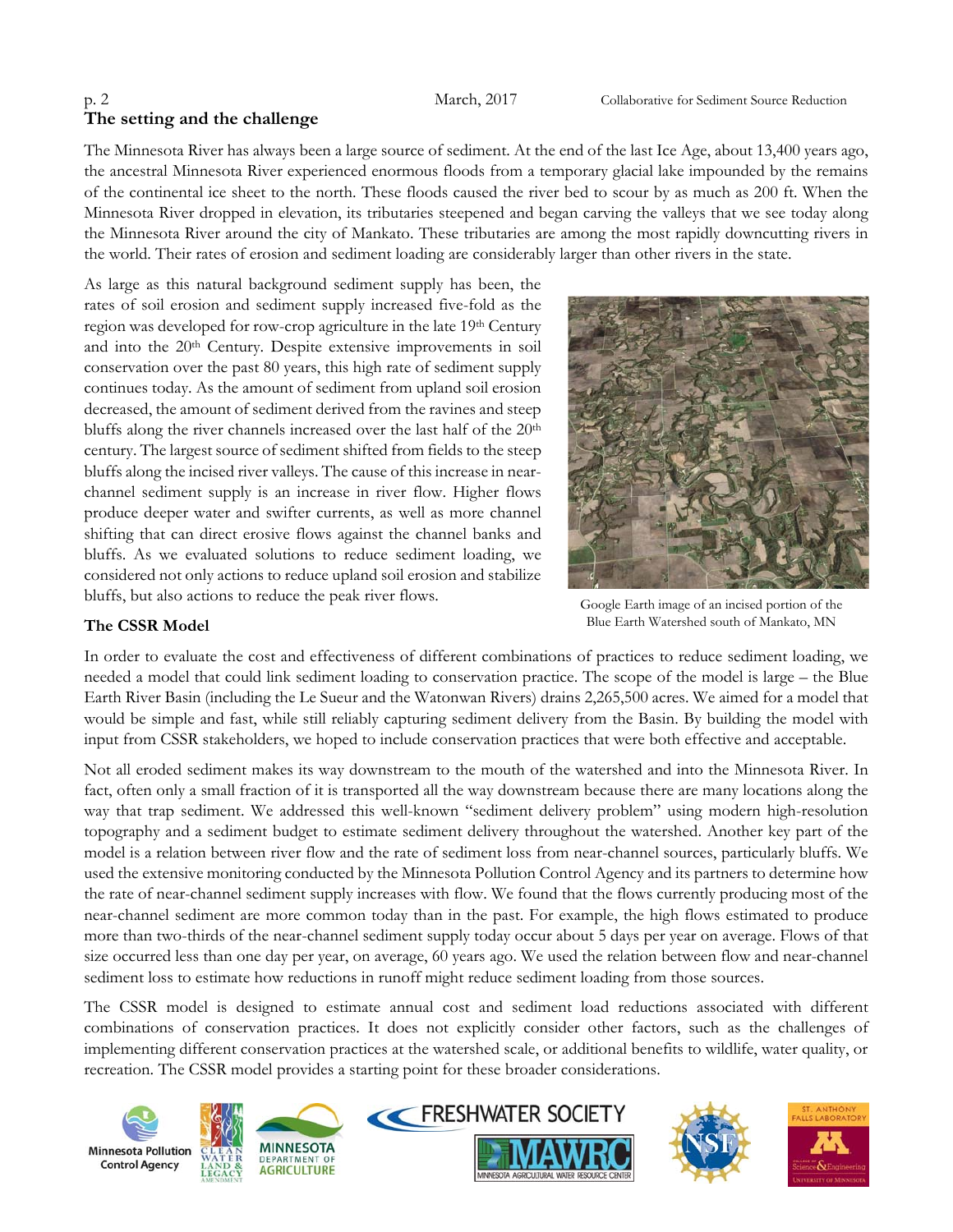## The setting and the challenge

The Minnesota River has always been a large source of sediment. At the end of the last Ice Age, about 13,400 years ago, the ancestral Minnesota River experienced enormous floods from a temporary glacial lake impounded by the remains of the continental ice sheet to the north. These floods caused the river bed to scour by as much as 200 ft. When the Minnesota River dropped in elevation, its tributaries steepened and began carving the valleys that we see today along the Minnesota River around the city of Mankato. These tributaries are among the most rapidly downcutting rivers in the world. Their rates of erosion and sediment loading are considerably larger than other rivers in the state.

As large as this natural background sediment supply has been, the rates of soil erosion and sediment supply increased five-fold as the region was developed for row-crop agriculture in the late 19th Century and into the 20th Century. Despite extensive improvements in soil conservation over the past 80 years, this high rate of sediment supply continues today. As the amount of sediment from upland soil erosion decreased, the amount of sediment derived from the ravines and steep bluffs along the river channels increased over the last half of the 20th century. The largest source of sediment shifted from fields to the steep bluffs along the incised river valleys. The cause of this increase in near-channel sediment supply is an increase in river flow. Higher flows produce deeper water and swifter currents, as well as more channel shifting that can direct erosive flows against the channel banks and bluffs. As we evaluated solutions to reduce sediment loading, we considered not only actions to reduce upland soil erosion and stabilize bluffs, but also actions to reduce the peak river flows.

Google Earth image of an incised portion of the Blue Earth Watershed south of Mankato, MN

### The CSSR Model

In order to evaluate the cost and effectiveness of different combinations of practices to reduce sediment loading, we needed a model that could link sediment loading to conservation practice. The scope of the model is large – the Blue Earth River Basin (including the Le Sueur and the Watonwan Rivers) drains 2,265,500 acres. We aimed for a model that would be simple and fast, while still reliably capturing sediment delivery from the Basin. By building the model with input from CSSR stakeholders, we hoped to include conservation practices that were both effective and acceptable.

Not all eroded sediment makes its way downstream to the mouth of the watershed and into the Minnesota River. In fact, often only a small fraction of it is transported all the way downstream because there are many locations along the way that trap sediment. We addressed this well-known "sediment delivery problem" using modern high-resolution topography and a sediment budget to estimate sediment delivery throughout the watershed. Another key part of the model is a relation between river flow and the rate of sediment loss from near-channel sources, particularly bluffs. We used the extensive monitoring conducted by the Minnesota Pollution Control Agency and its partners to determine how the rate of near-channel sediment supply increases with flow. We found that the flows currently producing most of the near-channel sediment are more common today than in the past. For example, the high flows estimated to produce more than two-thirds of the near-channel sediment supply today occur about 5 days per year on average. Flows of that size occurred less than one day per year, on average, 60 years ago. We used the relation between flow and near-channel sediment loss to estimate how reductions in runoff might reduce sediment loading from those sources.

The CSSR model is designed to estimate annual cost and sediment load reductions associated with different combinations of conservation practices. It does not explicitly consider other factors, such as the challenges of implementing different conservation practices at the watershed scale, or additional benefits to wildlife, water quality, or recreation. The CSSR model provides a starting point for these broader considerations.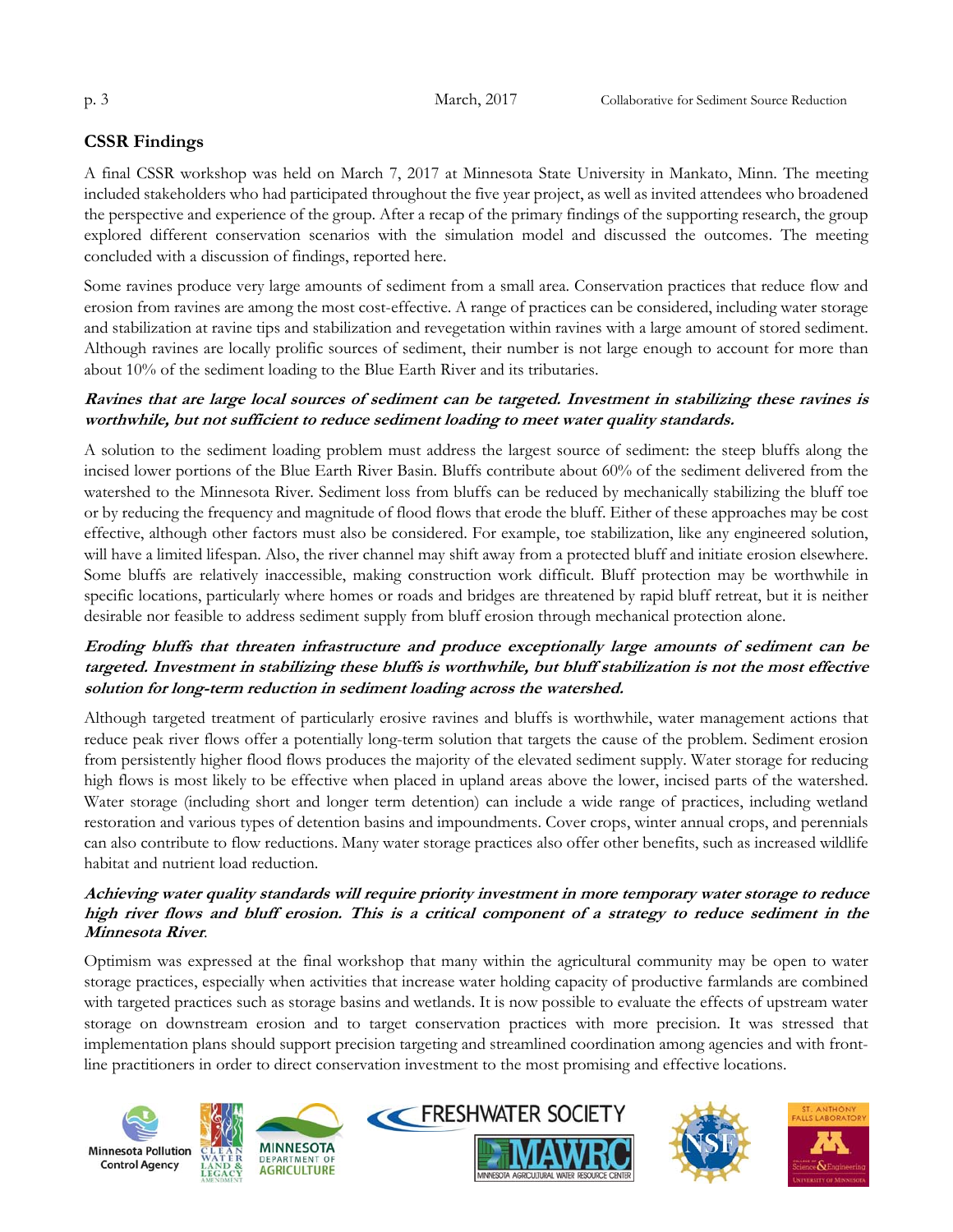## CSSR Findings

A final CSSR workshop was held on March 7, 2017 at Minnesota State University in Mankato, Minn. The meeting included stakeholders who had participated throughout the five year project, as well as invited attendees who broadened the perspective and experience of the group. After a recap of the primary findings of the supporting research, the group explored different conservation scenarios with the simulation model and discussed the outcomes. The meeting concluded with a discussion of findings, reported here.

Some ravines produce very large amounts of sediment from a small area. Conservation practices that reduce flow and erosion from ravines are among the most cost-effective. A range of practices can be considered, including water storage and stabilization at ravine tips and stabilization and revegetation within ravines with a large amount of stored sediment. Although ravines are locally prolific sources of sediment, their number is not large enough to account for more than about 10% of the sediment loading to the Blue Earth River and its tributaries.

***Ravines that are large local sources of sediment can be targeted. Investment in stabilizing these ravines is worthwhile, but not sufficient to reduce sediment loading to meet water quality standards.***

A solution to the sediment loading problem must address the largest source of sediment: the steep bluffs along the incised lower portions of the Blue Earth River Basin. Bluffs contribute about 60% of the sediment delivered from the watershed to the Minnesota River. Sediment loss from bluffs can be reduced by mechanically stabilizing the bluff toe or by reducing the frequency and magnitude of flood flows that erode the bluff. Either of these approaches may be cost effective, although other factors must also be considered. For example, toe stabilization, like any engineered solution, will have a limited lifespan. Also, the river channel may shift away from a protected bluff and initiate erosion elsewhere. Some bluffs are relatively inaccessible, making construction work difficult. Bluff protection may be worthwhile in specific locations, particularly where homes or roads and bridges are threatened by rapid bluff retreat, but it is neither desirable nor feasible to address sediment supply from bluff erosion through mechanical protection alone.

***Eroding bluffs that threaten infrastructure and produce exceptionally large amounts of sediment can be targeted. Investment in stabilizing these bluffs is worthwhile, but bluff stabilization is not the most effective solution for long-term reduction in sediment loading across the watershed.***

Although targeted treatment of particularly erosive ravines and bluffs is worthwhile, water management actions that reduce peak river flows offer a potentially long-term solution that targets the cause of the problem. Sediment erosion from persistently higher flood flows produces the majority of the elevated sediment supply. Water storage for reducing high flows is most likely to be effective when placed in upland areas above the lower, incised parts of the watershed. Water storage (including short and longer term detention) can include a wide range of practices, including wetland restoration and various types of detention basins and impoundments. Cover crops, winter annual crops, and perennials can also contribute to flow reductions. Many water storage practices also offer other benefits, such as increased wildlife habitat and nutrient load reduction.

***Achieving water quality standards will require priority investment in more temporary water storage to reduce high river flows and bluff erosion. This is a critical component of a strategy to reduce sediment in the Minnesota River.***

Optimism was expressed at the final workshop that many within the agricultural community may be open to water storage practices, especially when activities that increase water holding capacity of productive farmlands are combined with targeted practices such as storage basins and wetlands. It is now possible to evaluate the effects of upstream water storage on downstream erosion and to target conservation practices with more precision. It was stressed that implementation plans should support precision targeting and streamlined coordination among agencies and with front-line practitioners in order to direct conservation investment to the most promising and effective locations.

Minnesota Pollution Control Agency | Clean Water Land & Legacy Amendment | Minnesota Department of Agriculture | Freshwater Society | MAWRC Minnesota Agricultural Water Resource Center | NSF | St. Anthony Falls Laboratory, College of Science & Engineering, University of Minnesota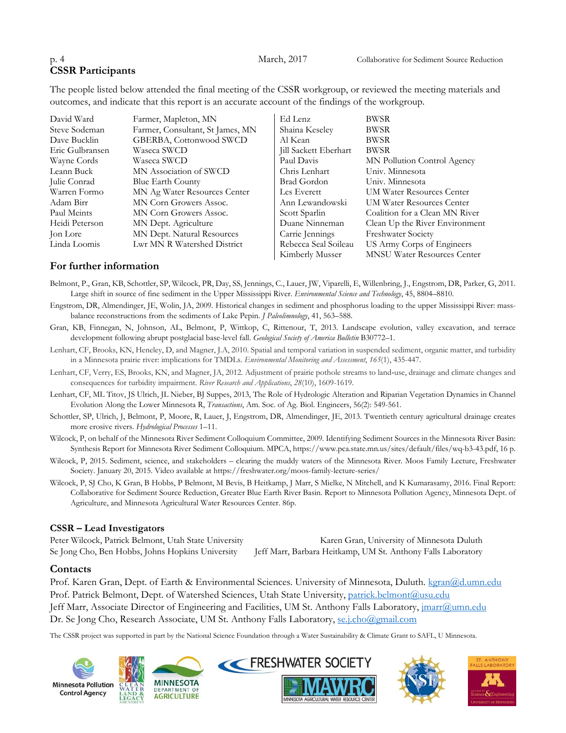## CSSR Participants

The people listed below attended the final meeting of the CSSR workgroup, or reviewed the meeting materials and outcomes, and indicate that this report is an accurate account of the findings of the workgroup.

| | | | |
|---|---|---|---|
| David Ward | Farmer, Mapleton, MN | Ed Lenz | BWSR |
| Steve Sodeman | Farmer, Consultant, St James, MN | Shaina Keseley | BWSR |
| Dave Bucklin | GBERBA, Cottonwood SWCD | Al Kean | BWSR |
| Eric Gulbransen | Waseca SWCD | Jill Sackett Eberhart | BWSR |
| Wayne Cords | Waseca SWCD | Paul Davis | MN Pollution Control Agency |
| Leann Buck | MN Association of SWCD | Chris Lenhart | Univ. Minnesota |
| Julie Conrad | Blue Earth County | Brad Gordon | Univ. Minnesota |
| Warren Formo | MN Ag Water Resources Center | Les Everett | UM Water Resources Center |
| Adam Birr | MN Corn Growers Assoc. | Ann Lewandowski | UM Water Resources Center |
| Paul Meints | MN Corn Growers Assoc. | Scott Sparlin | Coalition for a Clean MN River |
| Heidi Peterson | MN Dept. Agriculture | Duane Ninneman | Clean Up the River Environment |
| Jon Lore | MN Dept. Natural Resources | Carrie Jennings | Freshwater Society |
| Linda Loomis | Lwr MN R Watershed District | Rebecca Seal Soileau | US Army Corps of Engineers |
| | | Kimberly Musser | MNSU Water Resources Center |

## For further information

Belmont, P., Gran, KB, Schottler, SP, Wilcock, PR, Day, SS, Jennings, C., Lauer, JW, Viparelli, E, Willenbring, J., Engstrom, DR, Parker, G, 2011. Large shift in source of fine sediment in the Upper Mississippi River. *Environmental Science and Technology*, 45, 8804–8810.

Engstrom, DR, Almendinger, JE, Wolin, JA, 2009. Historical changes in sediment and phosphorus loading to the upper Mississippi River: mass-balance reconstructions from the sediments of Lake Pepin. *J Paleolimnology*, 41, 563–588.

Gran, KB, Finnegan, N, Johnson, AL, Belmont, P, Wittkop, C, Rittenour, T, 2013. Landscape evolution, valley excavation, and terrace development following abrupt postglacial base-level fall. *Geological Society of America Bulletin* B30772–1.

Lenhart, CF, Brooks, KN, Heneley, D, and Magner, J.A, 2010. Spatial and temporal variation in suspended sediment, organic matter, and turbidity in a Minnesota prairie river: implications for TMDLs. *Environmental Monitoring and Assessment*, *165*(1), 435-447.

Lenhart, CF, Verry, ES, Brooks, KN, and Magner, JA, 2012. Adjustment of prairie pothole streams to land-use, drainage and climate changes and consequences for turbidity impairment. *River Research and Applications*, *28*(10), 1609-1619.

Lenhart, CF, ML Titov, JS Ulrich, JL Nieber, BJ Suppes, 2013, The Role of Hydrologic Alteration and Riparian Vegetation Dynamics in Channel Evolution Along the Lower Minnesota R, *Transactions*, Am. Soc. of Ag. Biol. Engineers, 56(2): 549-561.

Schottler, SP, Ulrich, J, Belmont, P, Moore, R, Lauer, J, Engstrom, DR, Almendinger, JE, 2013. Twentieth century agricultural drainage creates more erosive rivers. *Hydrological Processes* 1–11.

Wilcock, P, on behalf of the Minnesota River Sediment Colloquium Committee, 2009. Identifying Sediment Sources in the Minnesota River Basin: Synthesis Report for Minnesota River Sediment Colloquium. MPCA, https://www.pca.state.mn.us/sites/default/files/wq-b3-43.pdf, 16 p.

Wilcock, P, 2015. Sediment, science, and stakeholders – clearing the muddy waters of the Minnesota River. Moos Family Lecture, Freshwater Society. January 20, 2015. Video available at https://freshwater.org/moos-family-lecture-series/

Wilcock, P, SJ Cho, K Gran, B Hobbs, P Belmont, M Bevis, B Heitkamp, J Marr, S Mielke, N Mitchell, and K Kumarasamy, 2016. Final Report: Collaborative for Sediment Source Reduction, Greater Blue Earth River Basin. Report to Minnesota Pollution Agency, Minnesota Dept. of Agriculture, and Minnesota Agricultural Water Resources Center. 86p.

## CSSR – Lead Investigators

Peter Wilcock, Patrick Belmont, Utah State University
Se Jong Cho, Ben Hobbs, Johns Hopkins University
Karen Gran, University of Minnesota Duluth
Jeff Marr, Barbara Heitkamp, UM St. Anthony Falls Laboratory

## Contacts

Prof. Karen Gran, Dept. of Earth & Environmental Sciences. University of Minnesota, Duluth. kgran@d.umn.edu
Prof. Patrick Belmont, Dept. of Watershed Sciences, Utah State University, patrick.belmont@usu.edu
Jeff Marr, Associate Director of Engineering and Facilities, UM St. Anthony Falls Laboratory, jmarr@umn.edu
Dr. Se Jong Cho, Research Associate, UM St. Anthony Falls Laboratory, se.j.cho@gmail.com

The CSSR project was supported in part by the National Science Foundation through a Water Sustainability & Climate Grant to SAFL, U Minnesota.